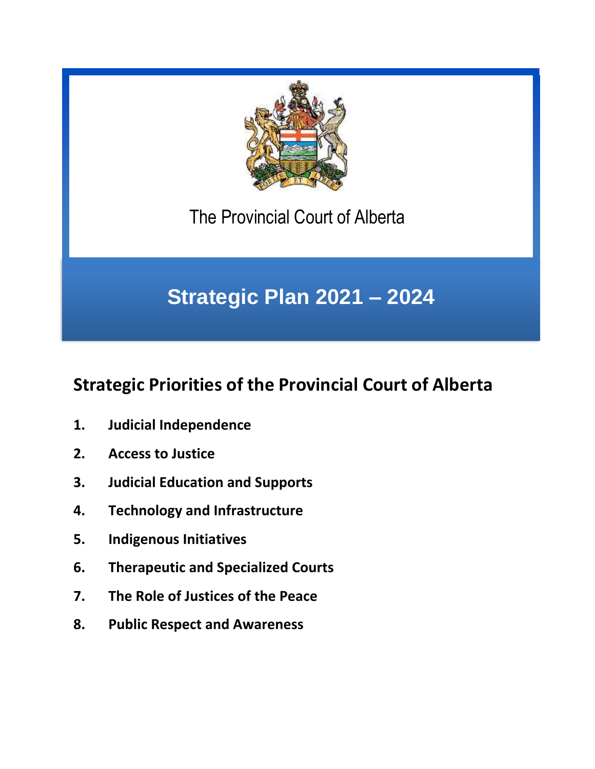The Provincial Court of Alberta

# Strategic Plan 2021 – 2024

## Strategic Priorities of the Provincial Court of Alberta

1. **Judicial Independence**
2. **Access to Justice**
3. **Judicial Education and Supports**
4. **Technology and Infrastructure**
5. **Indigenous Initiatives**
6. **Therapeutic and Specialized Courts**
7. **The Role of Justices of the Peace**
8. **Public Respect and Awareness**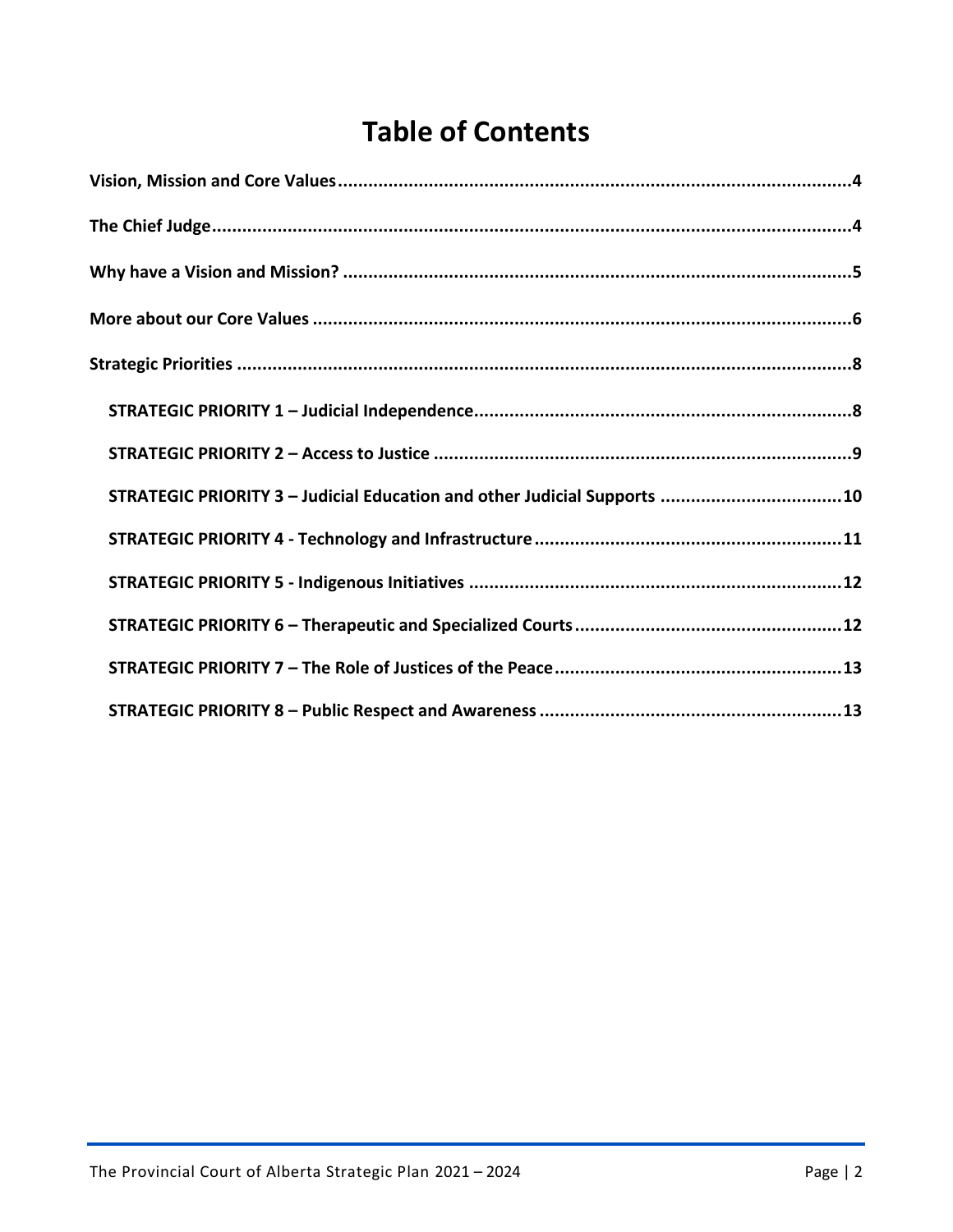# Table of Contents

**Vision, Mission and Core Values** ........................................ **4**

**The Chief Judge** ........................................ **4**

**Why have a Vision and Mission?** ........................................ **5**

**More about our Core Values** ........................................ **6**

**Strategic Priorities** ........................................ **8**

- **STRATEGIC PRIORITY 1 – Judicial Independence** ........................................ **8**
- **STRATEGIC PRIORITY 2 – Access to Justice** ........................................ **9**
- **STRATEGIC PRIORITY 3 – Judicial Education and other Judicial Supports** ........................................ **10**
- **STRATEGIC PRIORITY 4 - Technology and Infrastructure** ........................................ **11**
- **STRATEGIC PRIORITY 5 - Indigenous Initiatives** ........................................ **12**
- **STRATEGIC PRIORITY 6 – Therapeutic and Specialized Courts** ........................................ **12**
- **STRATEGIC PRIORITY 7 – The Role of Justices of the Peace** ........................................ **13**
- **STRATEGIC PRIORITY 8 – Public Respect and Awareness** ........................................ **13**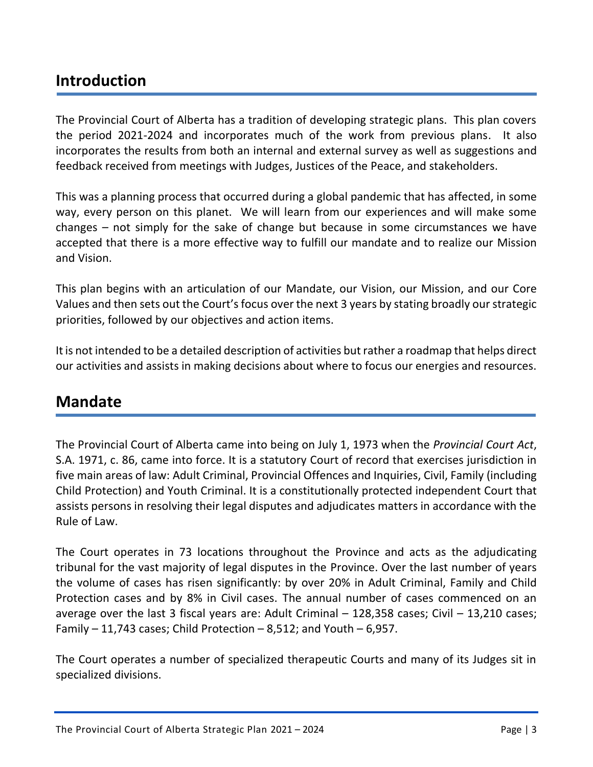## Introduction

The Provincial Court of Alberta has a tradition of developing strategic plans. This plan covers the period 2021-2024 and incorporates much of the work from previous plans. It also incorporates the results from both an internal and external survey as well as suggestions and feedback received from meetings with Judges, Justices of the Peace, and stakeholders.

This was a planning process that occurred during a global pandemic that has affected, in some way, every person on this planet. We will learn from our experiences and will make some changes – not simply for the sake of change but because in some circumstances we have accepted that there is a more effective way to fulfill our mandate and to realize our Mission and Vision.

This plan begins with an articulation of our Mandate, our Vision, our Mission, and our Core Values and then sets out the Court's focus over the next 3 years by stating broadly our strategic priorities, followed by our objectives and action items.

It is not intended to be a detailed description of activities but rather a roadmap that helps direct our activities and assists in making decisions about where to focus our energies and resources.

## Mandate

The Provincial Court of Alberta came into being on July 1, 1973 when the *Provincial Court Act*, S.A. 1971, c. 86, came into force. It is a statutory Court of record that exercises jurisdiction in five main areas of law: Adult Criminal, Provincial Offences and Inquiries, Civil, Family (including Child Protection) and Youth Criminal. It is a constitutionally protected independent Court that assists persons in resolving their legal disputes and adjudicates matters in accordance with the Rule of Law.

The Court operates in 73 locations throughout the Province and acts as the adjudicating tribunal for the vast majority of legal disputes in the Province. Over the last number of years the volume of cases has risen significantly: by over 20% in Adult Criminal, Family and Child Protection cases and by 8% in Civil cases. The annual number of cases commenced on an average over the last 3 fiscal years are: Adult Criminal – 128,358 cases; Civil – 13,210 cases; Family – 11,743 cases; Child Protection – 8,512; and Youth – 6,957.

The Court operates a number of specialized therapeutic Courts and many of its Judges sit in specialized divisions.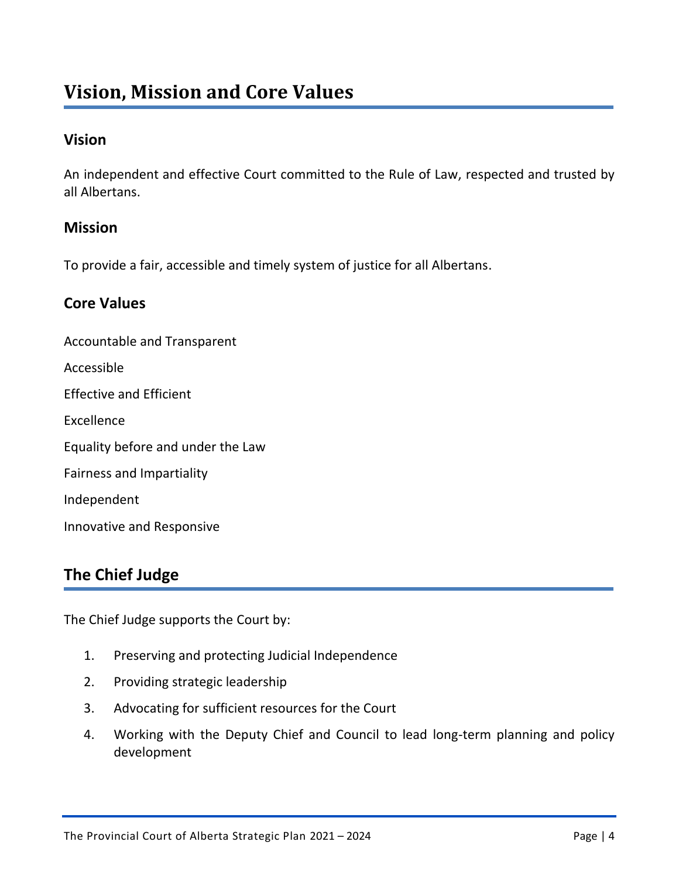# Vision, Mission and Core Values

## Vision

An independent and effective Court committed to the Rule of Law, respected and trusted by all Albertans.

## Mission

To provide a fair, accessible and timely system of justice for all Albertans.

## Core Values

Accountable and Transparent

Accessible

Effective and Efficient

Excellence

Equality before and under the Law

Fairness and Impartiality

Independent

Innovative and Responsive

# The Chief Judge

The Chief Judge supports the Court by:

1. Preserving and protecting Judicial Independence
2. Providing strategic leadership
3. Advocating for sufficient resources for the Court
4. Working with the Deputy Chief and Council to lead long-term planning and policy development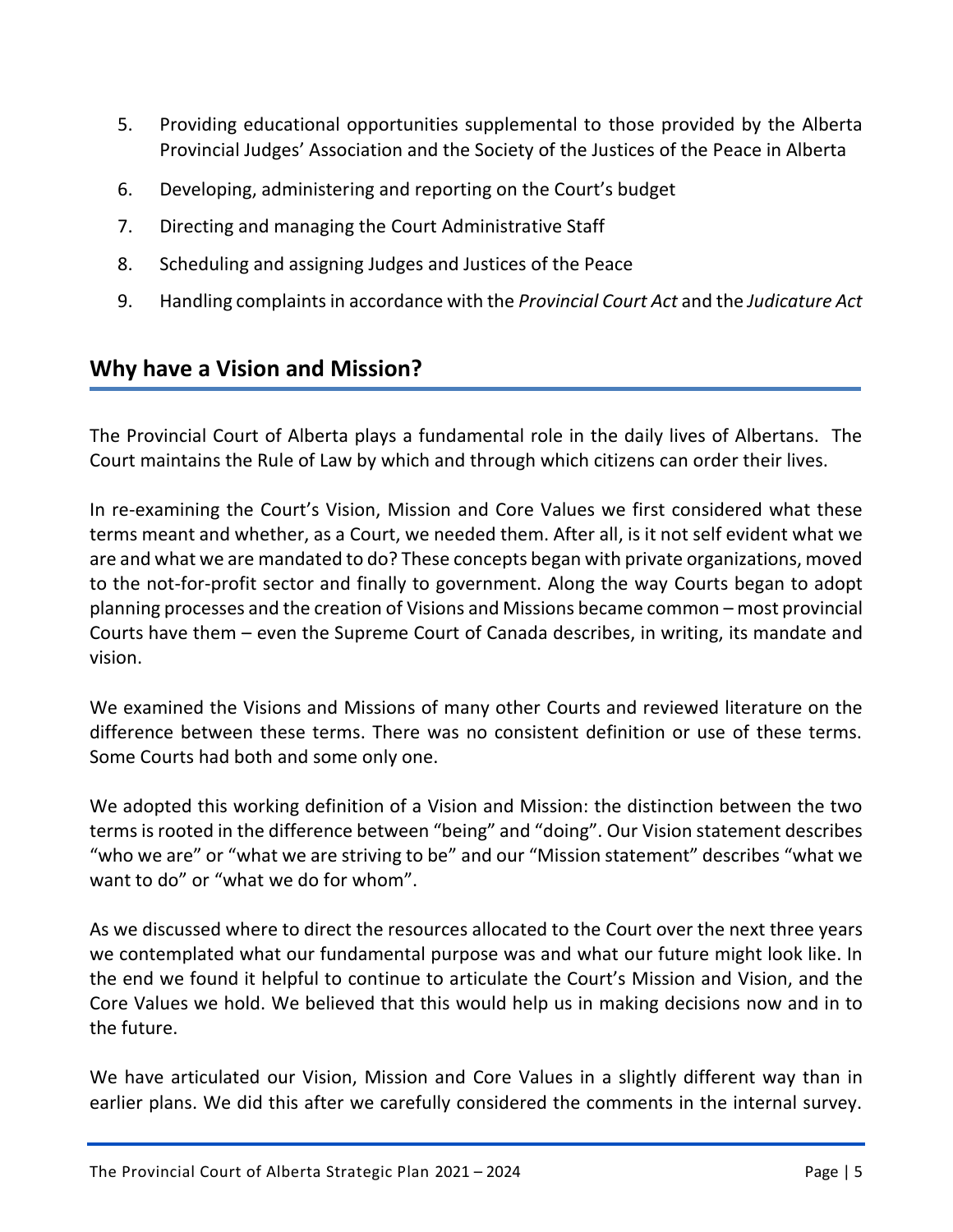5. Providing educational opportunities supplemental to those provided by the Alberta Provincial Judges' Association and the Society of the Justices of the Peace in Alberta
6. Developing, administering and reporting on the Court's budget
7. Directing and managing the Court Administrative Staff
8. Scheduling and assigning Judges and Justices of the Peace
9. Handling complaints in accordance with the *Provincial Court Act* and the *Judicature Act*

## Why have a Vision and Mission?

The Provincial Court of Alberta plays a fundamental role in the daily lives of Albertans. The Court maintains the Rule of Law by which and through which citizens can order their lives.

In re-examining the Court's Vision, Mission and Core Values we first considered what these terms meant and whether, as a Court, we needed them. After all, is it not self evident what we are and what we are mandated to do? These concepts began with private organizations, moved to the not-for-profit sector and finally to government. Along the way Courts began to adopt planning processes and the creation of Visions and Missions became common – most provincial Courts have them – even the Supreme Court of Canada describes, in writing, its mandate and vision.

We examined the Visions and Missions of many other Courts and reviewed literature on the difference between these terms. There was no consistent definition or use of these terms. Some Courts had both and some only one.

We adopted this working definition of a Vision and Mission: the distinction between the two terms is rooted in the difference between "being" and "doing". Our Vision statement describes "who we are" or "what we are striving to be" and our "Mission statement" describes "what we want to do" or "what we do for whom".

As we discussed where to direct the resources allocated to the Court over the next three years we contemplated what our fundamental purpose was and what our future might look like. In the end we found it helpful to continue to articulate the Court's Mission and Vision, and the Core Values we hold. We believed that this would help us in making decisions now and in to the future.

We have articulated our Vision, Mission and Core Values in a slightly different way than in earlier plans. We did this after we carefully considered the comments in the internal survey.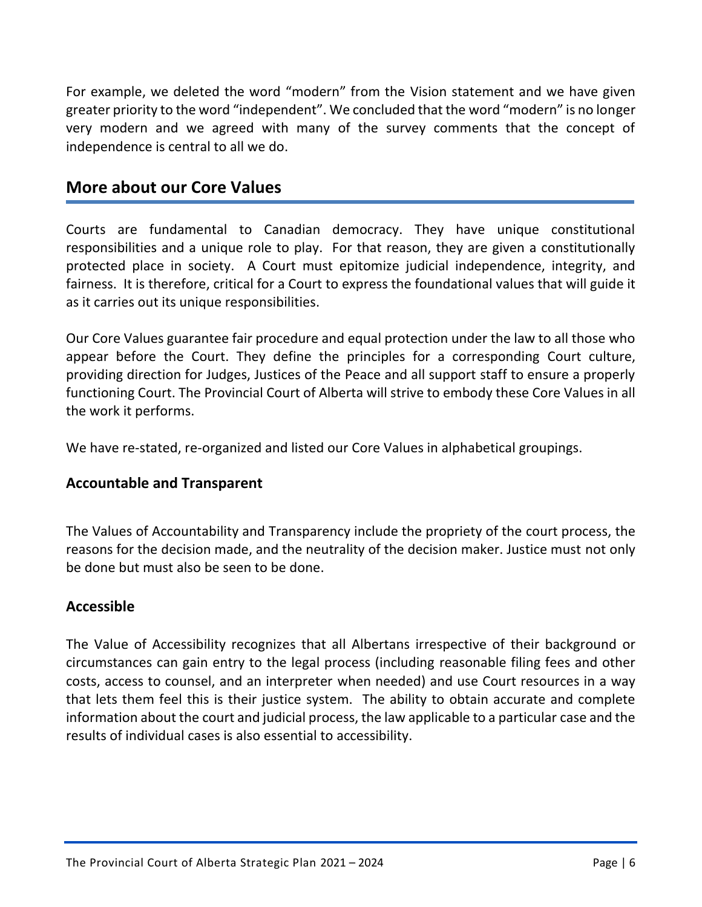For example, we deleted the word "modern" from the Vision statement and we have given greater priority to the word "independent". We concluded that the word "modern" is no longer very modern and we agreed with many of the survey comments that the concept of independence is central to all we do.

## More about our Core Values

Courts are fundamental to Canadian democracy. They have unique constitutional responsibilities and a unique role to play. For that reason, they are given a constitutionally protected place in society. A Court must epitomize judicial independence, integrity, and fairness. It is therefore, critical for a Court to express the foundational values that will guide it as it carries out its unique responsibilities.

Our Core Values guarantee fair procedure and equal protection under the law to all those who appear before the Court. They define the principles for a corresponding Court culture, providing direction for Judges, Justices of the Peace and all support staff to ensure a properly functioning Court. The Provincial Court of Alberta will strive to embody these Core Values in all the work it performs.

We have re-stated, re-organized and listed our Core Values in alphabetical groupings.

### Accountable and Transparent

The Values of Accountability and Transparency include the propriety of the court process, the reasons for the decision made, and the neutrality of the decision maker. Justice must not only be done but must also be seen to be done.

### Accessible

The Value of Accessibility recognizes that all Albertans irrespective of their background or circumstances can gain entry to the legal process (including reasonable filing fees and other costs, access to counsel, and an interpreter when needed) and use Court resources in a way that lets them feel this is their justice system. The ability to obtain accurate and complete information about the court and judicial process, the law applicable to a particular case and the results of individual cases is also essential to accessibility.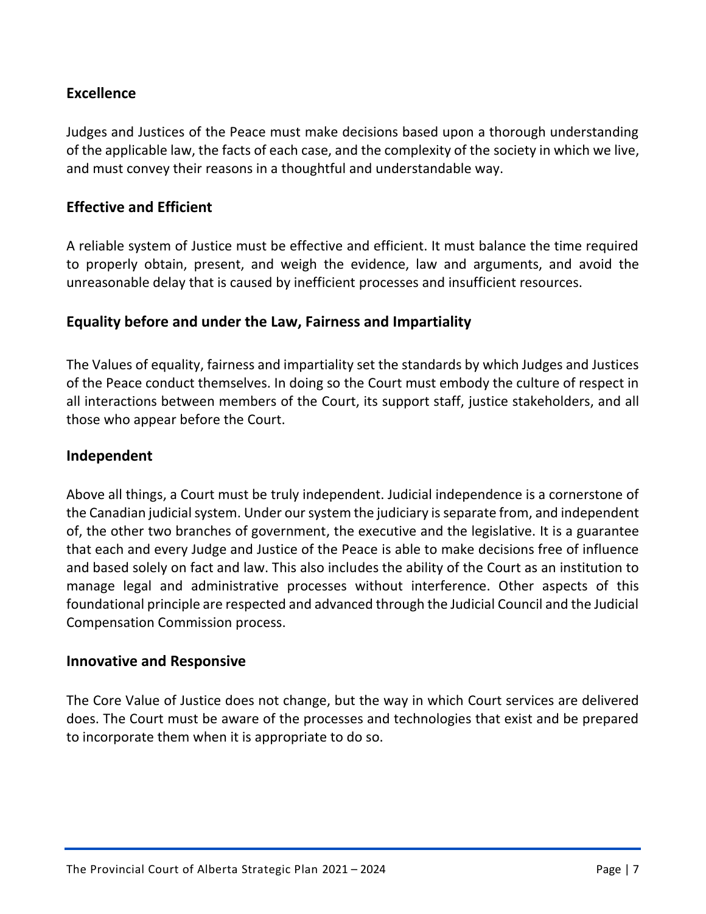### Excellence

Judges and Justices of the Peace must make decisions based upon a thorough understanding of the applicable law, the facts of each case, and the complexity of the society in which we live, and must convey their reasons in a thoughtful and understandable way.

### Effective and Efficient

A reliable system of Justice must be effective and efficient. It must balance the time required to properly obtain, present, and weigh the evidence, law and arguments, and avoid the unreasonable delay that is caused by inefficient processes and insufficient resources.

### Equality before and under the Law, Fairness and Impartiality

The Values of equality, fairness and impartiality set the standards by which Judges and Justices of the Peace conduct themselves. In doing so the Court must embody the culture of respect in all interactions between members of the Court, its support staff, justice stakeholders, and all those who appear before the Court.

### Independent

Above all things, a Court must be truly independent. Judicial independence is a cornerstone of the Canadian judicial system. Under our system the judiciary is separate from, and independent of, the other two branches of government, the executive and the legislative. It is a guarantee that each and every Judge and Justice of the Peace is able to make decisions free of influence and based solely on fact and law. This also includes the ability of the Court as an institution to manage legal and administrative processes without interference. Other aspects of this foundational principle are respected and advanced through the Judicial Council and the Judicial Compensation Commission process.

### Innovative and Responsive

The Core Value of Justice does not change, but the way in which Court services are delivered does. The Court must be aware of the processes and technologies that exist and be prepared to incorporate them when it is appropriate to do so.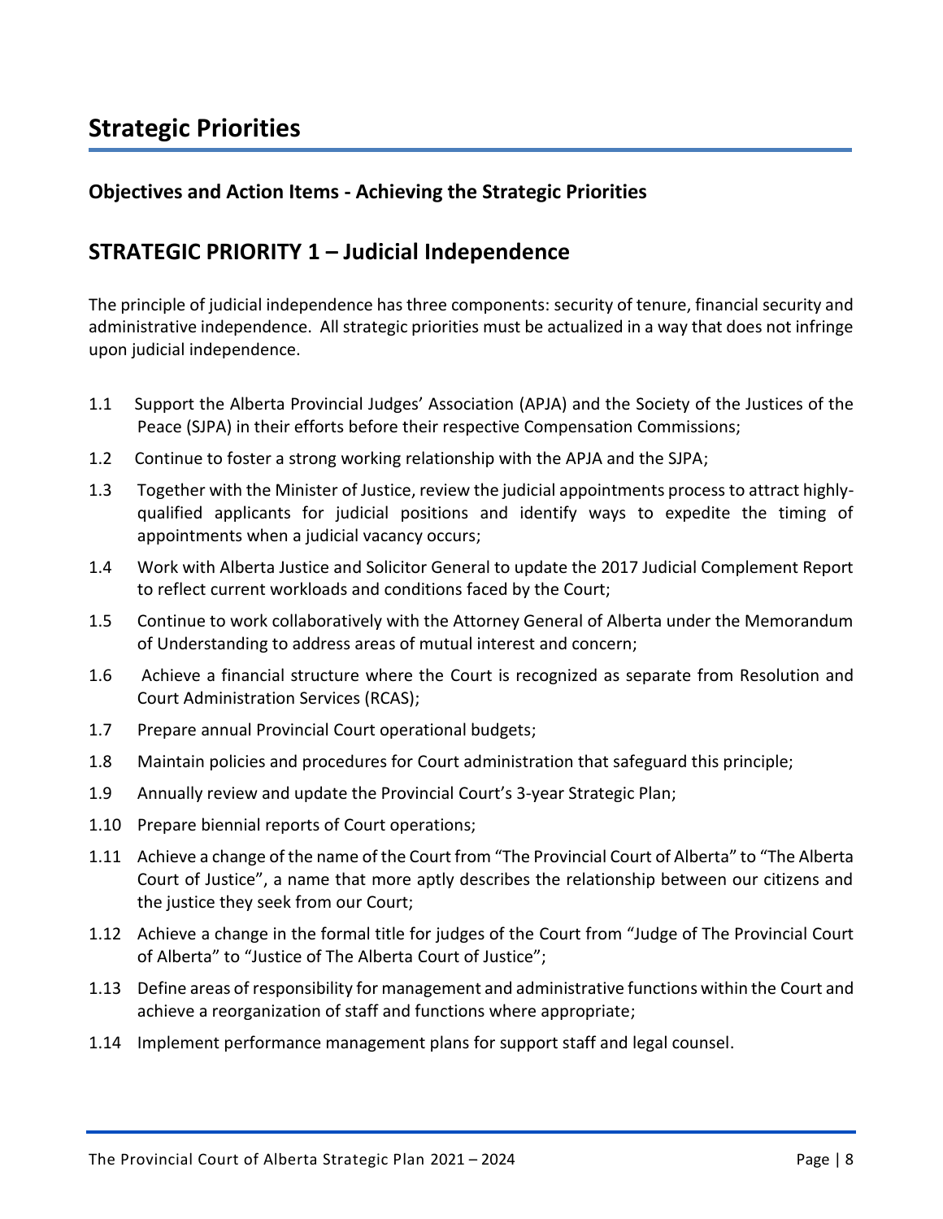# Strategic Priorities

## Objectives and Action Items - Achieving the Strategic Priorities

## STRATEGIC PRIORITY 1 – Judicial Independence

The principle of judicial independence has three components: security of tenure, financial security and administrative independence. All strategic priorities must be actualized in a way that does not infringe upon judicial independence.

1.1 Support the Alberta Provincial Judges' Association (APJA) and the Society of the Justices of the Peace (SJPA) in their efforts before their respective Compensation Commissions;

1.2 Continue to foster a strong working relationship with the APJA and the SJPA;

1.3 Together with the Minister of Justice, review the judicial appointments process to attract highly-qualified applicants for judicial positions and identify ways to expedite the timing of appointments when a judicial vacancy occurs;

1.4 Work with Alberta Justice and Solicitor General to update the 2017 Judicial Complement Report to reflect current workloads and conditions faced by the Court;

1.5 Continue to work collaboratively with the Attorney General of Alberta under the Memorandum of Understanding to address areas of mutual interest and concern;

1.6 Achieve a financial structure where the Court is recognized as separate from Resolution and Court Administration Services (RCAS);

1.7 Prepare annual Provincial Court operational budgets;

1.8 Maintain policies and procedures for Court administration that safeguard this principle;

1.9 Annually review and update the Provincial Court's 3-year Strategic Plan;

1.10 Prepare biennial reports of Court operations;

1.11 Achieve a change of the name of the Court from "The Provincial Court of Alberta" to "The Alberta Court of Justice", a name that more aptly describes the relationship between our citizens and the justice they seek from our Court;

1.12 Achieve a change in the formal title for judges of the Court from "Judge of The Provincial Court of Alberta" to "Justice of The Alberta Court of Justice";

1.13 Define areas of responsibility for management and administrative functions within the Court and achieve a reorganization of staff and functions where appropriate;

1.14 Implement performance management plans for support staff and legal counsel.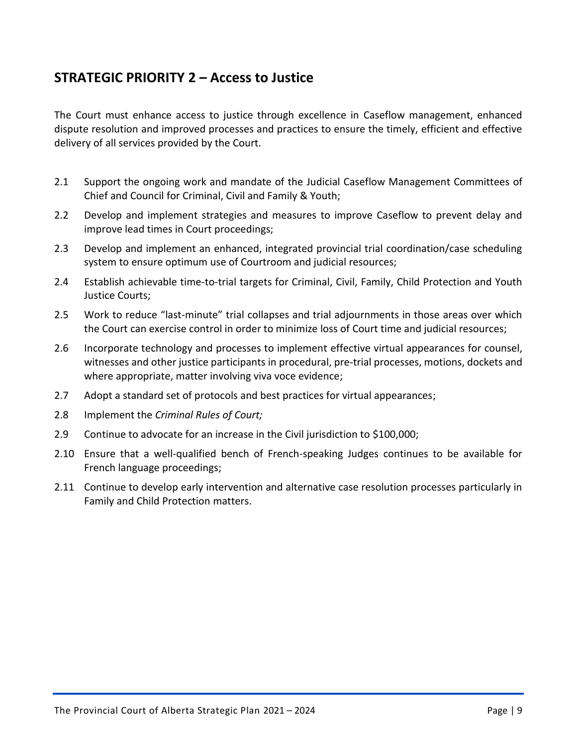## STRATEGIC PRIORITY 2 – Access to Justice

The Court must enhance access to justice through excellence in Caseflow management, enhanced dispute resolution and improved processes and practices to ensure the timely, efficient and effective delivery of all services provided by the Court.

2.1 Support the ongoing work and mandate of the Judicial Caseflow Management Committees of Chief and Council for Criminal, Civil and Family & Youth;

2.2 Develop and implement strategies and measures to improve Caseflow to prevent delay and improve lead times in Court proceedings;

2.3 Develop and implement an enhanced, integrated provincial trial coordination/case scheduling system to ensure optimum use of Courtroom and judicial resources;

2.4 Establish achievable time-to-trial targets for Criminal, Civil, Family, Child Protection and Youth Justice Courts;

2.5 Work to reduce "last-minute" trial collapses and trial adjournments in those areas over which the Court can exercise control in order to minimize loss of Court time and judicial resources;

2.6 Incorporate technology and processes to implement effective virtual appearances for counsel, witnesses and other justice participants in procedural, pre-trial processes, motions, dockets and where appropriate, matter involving viva voce evidence;

2.7 Adopt a standard set of protocols and best practices for virtual appearances;

2.8 Implement the *Criminal Rules of Court;*

2.9 Continue to advocate for an increase in the Civil jurisdiction to $100,000;

2.10 Ensure that a well-qualified bench of French-speaking Judges continues to be available for French language proceedings;

2.11 Continue to develop early intervention and alternative case resolution processes particularly in Family and Child Protection matters.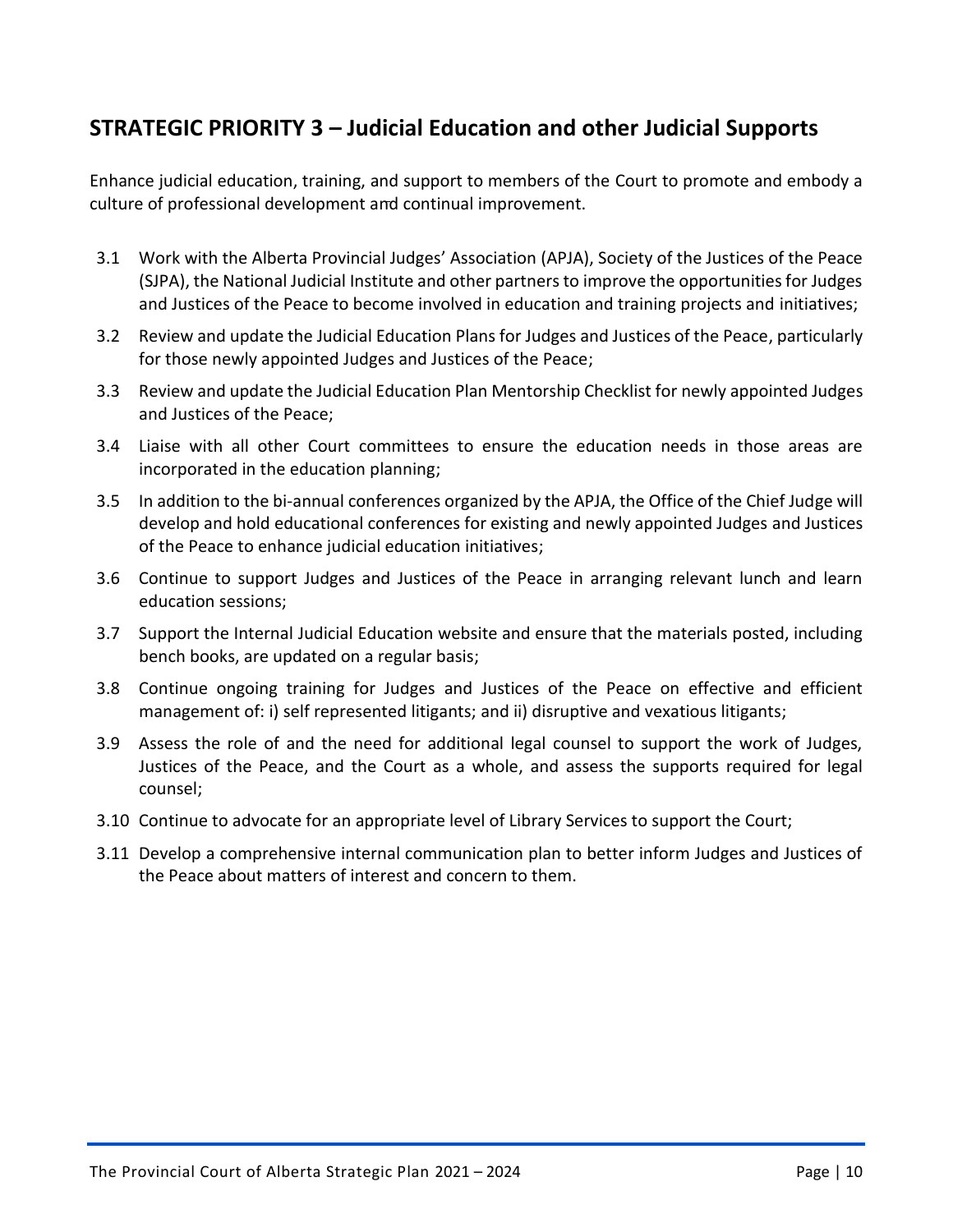## STRATEGIC PRIORITY 3 – Judicial Education and other Judicial Supports

Enhance judicial education, training, and support to members of the Court to promote and embody a culture of professional development and continual improvement.

3.1 Work with the Alberta Provincial Judges' Association (APJA), Society of the Justices of the Peace (SJPA), the National Judicial Institute and other partners to improve the opportunities for Judges and Justices of the Peace to become involved in education and training projects and initiatives;

3.2 Review and update the Judicial Education Plans for Judges and Justices of the Peace, particularly for those newly appointed Judges and Justices of the Peace;

3.3 Review and update the Judicial Education Plan Mentorship Checklist for newly appointed Judges and Justices of the Peace;

3.4 Liaise with all other Court committees to ensure the education needs in those areas are incorporated in the education planning;

3.5 In addition to the bi-annual conferences organized by the APJA, the Office of the Chief Judge will develop and hold educational conferences for existing and newly appointed Judges and Justices of the Peace to enhance judicial education initiatives;

3.6 Continue to support Judges and Justices of the Peace in arranging relevant lunch and learn education sessions;

3.7 Support the Internal Judicial Education website and ensure that the materials posted, including bench books, are updated on a regular basis;

3.8 Continue ongoing training for Judges and Justices of the Peace on effective and efficient management of: i) self represented litigants; and ii) disruptive and vexatious litigants;

3.9 Assess the role of and the need for additional legal counsel to support the work of Judges, Justices of the Peace, and the Court as a whole, and assess the supports required for legal counsel;

3.10 Continue to advocate for an appropriate level of Library Services to support the Court;

3.11 Develop a comprehensive internal communication plan to better inform Judges and Justices of the Peace about matters of interest and concern to them.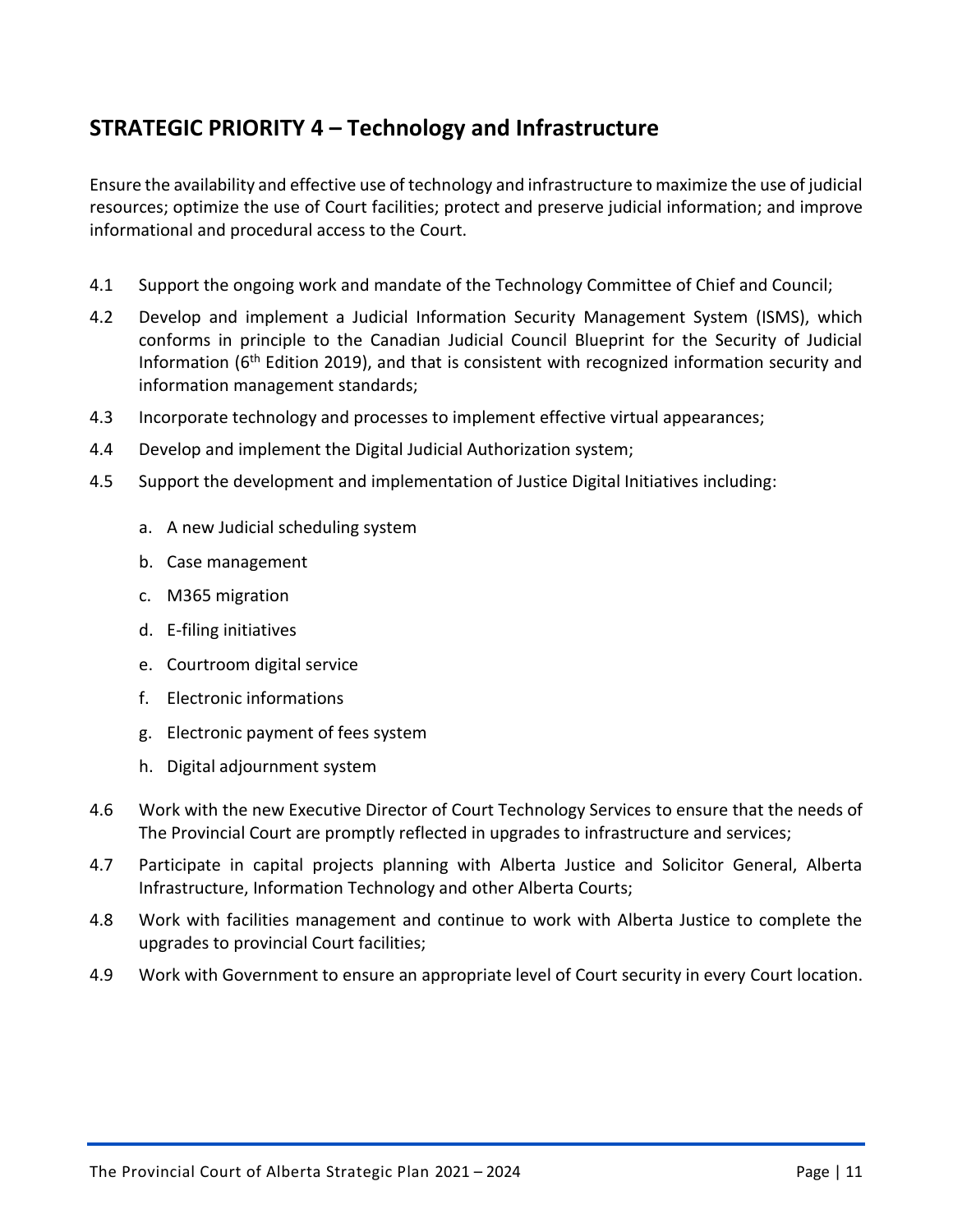## STRATEGIC PRIORITY 4 – Technology and Infrastructure

Ensure the availability and effective use of technology and infrastructure to maximize the use of judicial resources; optimize the use of Court facilities; protect and preserve judicial information; and improve informational and procedural access to the Court.

4.1 Support the ongoing work and mandate of the Technology Committee of Chief and Council;

4.2 Develop and implement a Judicial Information Security Management System (ISMS), which conforms in principle to the Canadian Judicial Council Blueprint for the Security of Judicial Information (6th Edition 2019), and that is consistent with recognized information security and information management standards;

4.3 Incorporate technology and processes to implement effective virtual appearances;

4.4 Develop and implement the Digital Judicial Authorization system;

4.5 Support the development and implementation of Justice Digital Initiatives including:

   a. A new Judicial scheduling system
   b. Case management
   c. M365 migration
   d. E-filing initiatives
   e. Courtroom digital service
   f. Electronic informations
   g. Electronic payment of fees system
   h. Digital adjournment system

4.6 Work with the new Executive Director of Court Technology Services to ensure that the needs of The Provincial Court are promptly reflected in upgrades to infrastructure and services;

4.7 Participate in capital projects planning with Alberta Justice and Solicitor General, Alberta Infrastructure, Information Technology and other Alberta Courts;

4.8 Work with facilities management and continue to work with Alberta Justice to complete the upgrades to provincial Court facilities;

4.9 Work with Government to ensure an appropriate level of Court security in every Court location.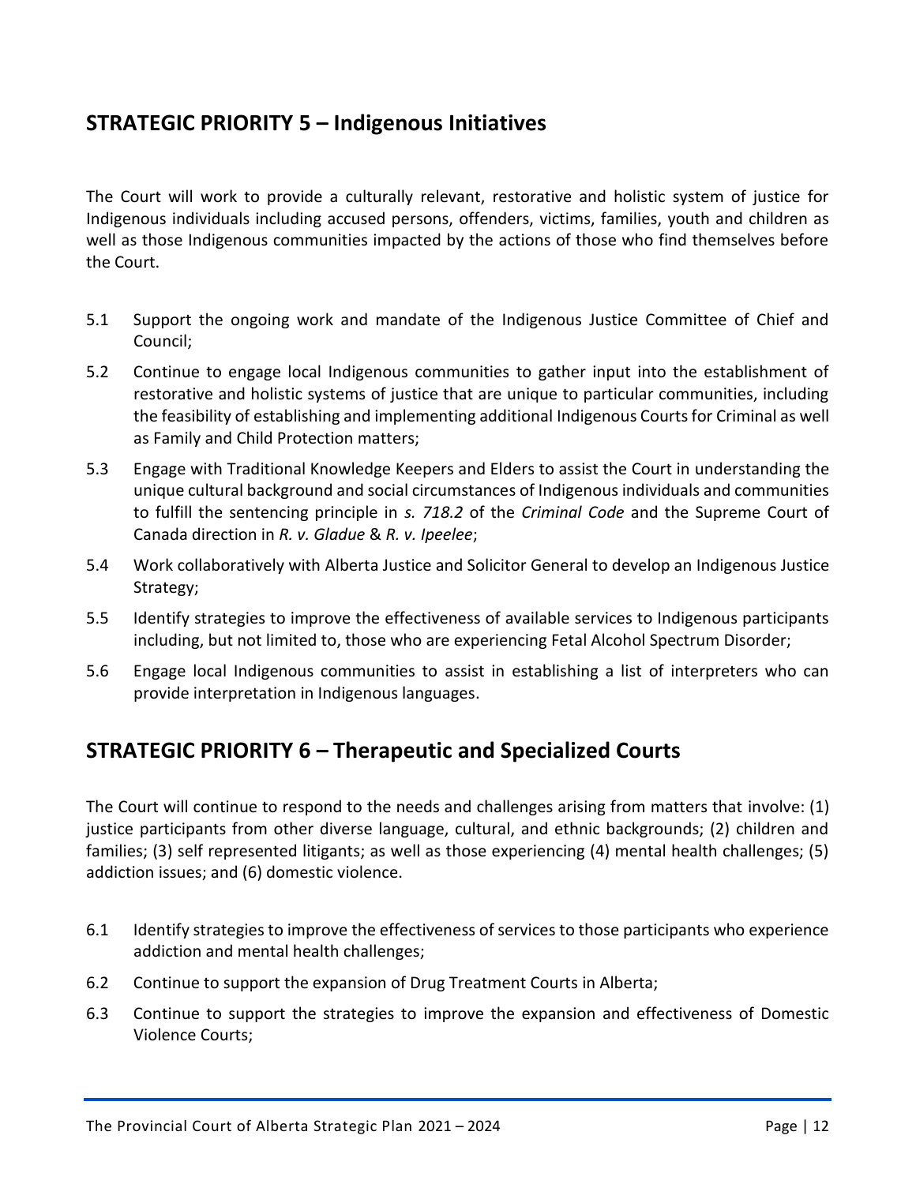## STRATEGIC PRIORITY 5 – Indigenous Initiatives

The Court will work to provide a culturally relevant, restorative and holistic system of justice for Indigenous individuals including accused persons, offenders, victims, families, youth and children as well as those Indigenous communities impacted by the actions of those who find themselves before the Court.

5.1 Support the ongoing work and mandate of the Indigenous Justice Committee of Chief and Council;

5.2 Continue to engage local Indigenous communities to gather input into the establishment of restorative and holistic systems of justice that are unique to particular communities, including the feasibility of establishing and implementing additional Indigenous Courts for Criminal as well as Family and Child Protection matters;

5.3 Engage with Traditional Knowledge Keepers and Elders to assist the Court in understanding the unique cultural background and social circumstances of Indigenous individuals and communities to fulfill the sentencing principle in *s. 718.2* of the *Criminal Code* and the Supreme Court of Canada direction in *R. v. Gladue* & *R. v. Ipeelee*;

5.4 Work collaboratively with Alberta Justice and Solicitor General to develop an Indigenous Justice Strategy;

5.5 Identify strategies to improve the effectiveness of available services to Indigenous participants including, but not limited to, those who are experiencing Fetal Alcohol Spectrum Disorder;

5.6 Engage local Indigenous communities to assist in establishing a list of interpreters who can provide interpretation in Indigenous languages.

## STRATEGIC PRIORITY 6 – Therapeutic and Specialized Courts

The Court will continue to respond to the needs and challenges arising from matters that involve: (1) justice participants from other diverse language, cultural, and ethnic backgrounds; (2) children and families; (3) self represented litigants; as well as those experiencing (4) mental health challenges; (5) addiction issues; and (6) domestic violence.

6.1 Identify strategies to improve the effectiveness of services to those participants who experience addiction and mental health challenges;

6.2 Continue to support the expansion of Drug Treatment Courts in Alberta;

6.3 Continue to support the strategies to improve the expansion and effectiveness of Domestic Violence Courts;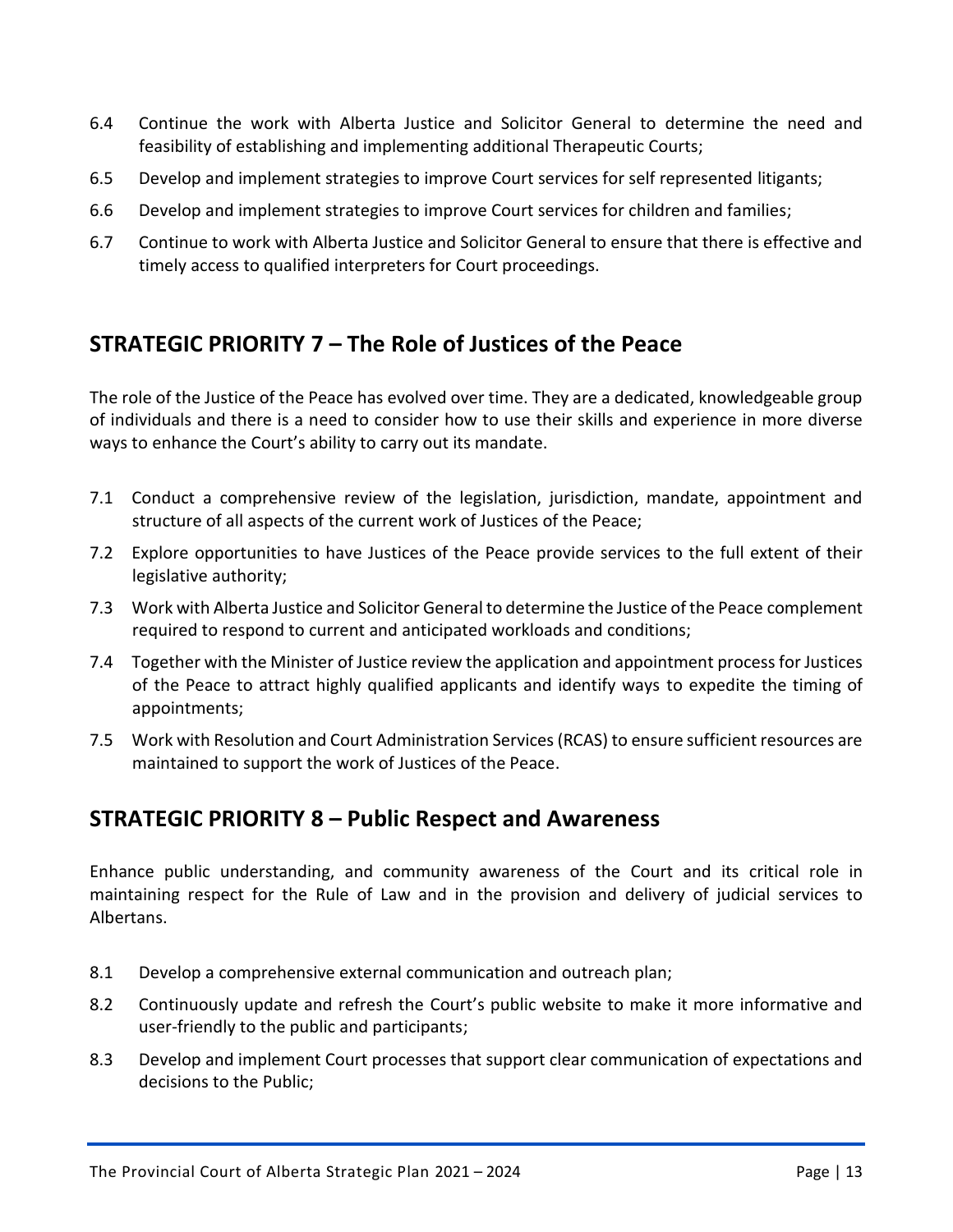6.4 Continue the work with Alberta Justice and Solicitor General to determine the need and feasibility of establishing and implementing additional Therapeutic Courts;

6.5 Develop and implement strategies to improve Court services for self represented litigants;

6.6 Develop and implement strategies to improve Court services for children and families;

6.7 Continue to work with Alberta Justice and Solicitor General to ensure that there is effective and timely access to qualified interpreters for Court proceedings.

## STRATEGIC PRIORITY 7 – The Role of Justices of the Peace

The role of the Justice of the Peace has evolved over time. They are a dedicated, knowledgeable group of individuals and there is a need to consider how to use their skills and experience in more diverse ways to enhance the Court's ability to carry out its mandate.

7.1 Conduct a comprehensive review of the legislation, jurisdiction, mandate, appointment and structure of all aspects of the current work of Justices of the Peace;

7.2 Explore opportunities to have Justices of the Peace provide services to the full extent of their legislative authority;

7.3 Work with Alberta Justice and Solicitor General to determine the Justice of the Peace complement required to respond to current and anticipated workloads and conditions;

7.4 Together with the Minister of Justice review the application and appointment process for Justices of the Peace to attract highly qualified applicants and identify ways to expedite the timing of appointments;

7.5 Work with Resolution and Court Administration Services (RCAS) to ensure sufficient resources are maintained to support the work of Justices of the Peace.

## STRATEGIC PRIORITY 8 – Public Respect and Awareness

Enhance public understanding, and community awareness of the Court and its critical role in maintaining respect for the Rule of Law and in the provision and delivery of judicial services to Albertans.

8.1 Develop a comprehensive external communication and outreach plan;

8.2 Continuously update and refresh the Court's public website to make it more informative and user-friendly to the public and participants;

8.3 Develop and implement Court processes that support clear communication of expectations and decisions to the Public;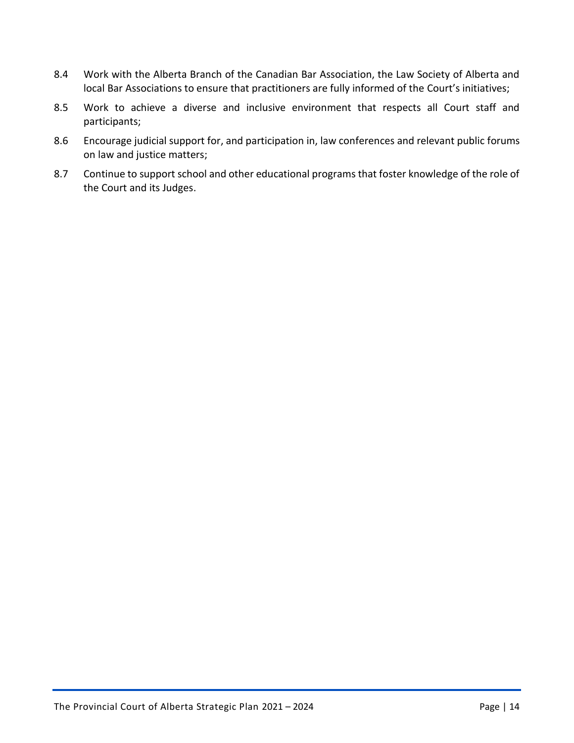8.4 Work with the Alberta Branch of the Canadian Bar Association, the Law Society of Alberta and local Bar Associations to ensure that practitioners are fully informed of the Court's initiatives;

8.5 Work to achieve a diverse and inclusive environment that respects all Court staff and participants;

8.6 Encourage judicial support for, and participation in, law conferences and relevant public forums on law and justice matters;

8.7 Continue to support school and other educational programs that foster knowledge of the role of the Court and its Judges.